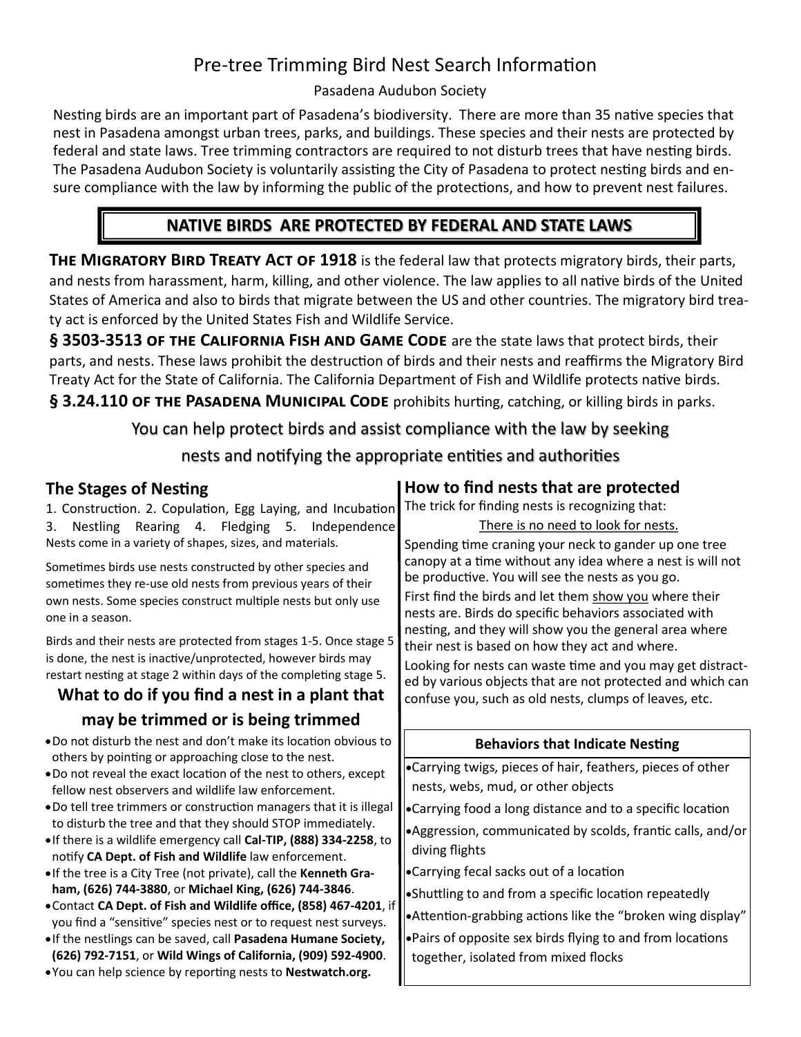# Pre-tree Trimming Bird Nest Search Information

Pasadena Audubon Society

Nesting birds are an important part of Pasadena's biodiversity. There are more than 35 native species that nest in Pasadena amongst urban trees, parks, and buildings. These species and their nests are protected by federal and state laws. Tree trimming contractors are required to not disturb trees that have nesting birds. The Pasadena Audubon Society is voluntarily assisting the City of Pasadena to protect nesting birds and ensure compliance with the law by informing the public of the protections, and how to prevent nest failures.

## NATIVE BIRDS ARE PROTECTED BY FEDERAL AND STATE LAWS

**THE MIGRATORY BIRD TREATY ACT OF 1918** is the federal law that protects migratory birds, their parts, and nests from harassment, harm, killing, and other violence. The law applies to all native birds of the United States of America and also to birds that migrate between the US and other countries. The migratory bird treaty act is enforced by the United States Fish and Wildlife Service.

**§ 3503-3513 OF THE CALIFORNIA FISH AND GAME CODE** are the state laws that protect birds, their parts, and nests. These laws prohibit the destruction of birds and their nests and reaffirms the Migratory Bird Treaty Act for the State of California. The California Department of Fish and Wildlife protects native birds.

**§ 3.24.110 OF THE PASADENA MUNICIPAL CODE** prohibits hurting, catching, or killing birds in parks.

You can help protect birds and assist compliance with the law by seeking nests and notifying the appropriate entities and authorities

### The Stages of Nesting

1. Construction. 2. Copulation, Egg Laying, and Incubation 3. Nestling Rearing 4. Fledging 5. Independence

Nests come in a variety of shapes, sizes, and materials.

Sometimes birds use nests constructed by other species and sometimes they re-use old nests from previous years of their own nests. Some species construct multiple nests but only use one in a season.

Birds and their nests are protected from stages 1-5. Once stage 5 is done, the nest is inactive/unprotected, however birds may restart nesting at stage 2 within days of the completing stage 5.

### What to do if you find a nest in a plant that may be trimmed or is being trimmed

- Do not disturb the nest and don't make its location obvious to others by pointing or approaching close to the nest.
- Do not reveal the exact location of the nest to others, except fellow nest observers and wildlife law enforcement.
- Do tell tree trimmers or construction managers that it is illegal to disturb the tree and that they should STOP immediately.
- If there is a wildlife emergency call **Cal-TIP, (888) 334-2258**, to notify **CA Dept. of Fish and Wildlife** law enforcement.
- If the tree is a City Tree (not private), call the **Kenneth Graham, (626) 744-3880**, or **Michael King, (626) 744-3846**.
- Contact **CA Dept. of Fish and Wildlife office, (858) 467-4201**, if you find a "sensitive" species nest or to request nest surveys.
- If the nestlings can be saved, call **Pasadena Humane Society, (626) 792-7151**, or **Wild Wings of California, (909) 592-4900**.
- You can help science by reporting nests to **Nestwatch.org.**

### How to find nests that are protected

The trick for finding nests is recognizing that:

There is no need to look for nests.

Spending time craning your neck to gander up one tree canopy at a time without any idea where a nest is will not be productive. You will see the nests as you go.

First find the birds and let them show you where their nests are. Birds do specific behaviors associated with nesting, and they will show you the general area where their nest is based on how they act and where.

Looking for nests can waste time and you may get distracted by various objects that are not protected and which can confuse you, such as old nests, clumps of leaves, etc.

#### Behaviors that Indicate Nesting

- Carrying twigs, pieces of hair, feathers, pieces of other nests, webs, mud, or other objects
- Carrying food a long distance and to a specific location
- Aggression, communicated by scolds, frantic calls, and/or diving flights
- Carrying fecal sacks out of a location
- Shuttling to and from a specific location repeatedly
- Attention-grabbing actions like the "broken wing display"
- Pairs of opposite sex birds flying to and from locations together, isolated from mixed flocks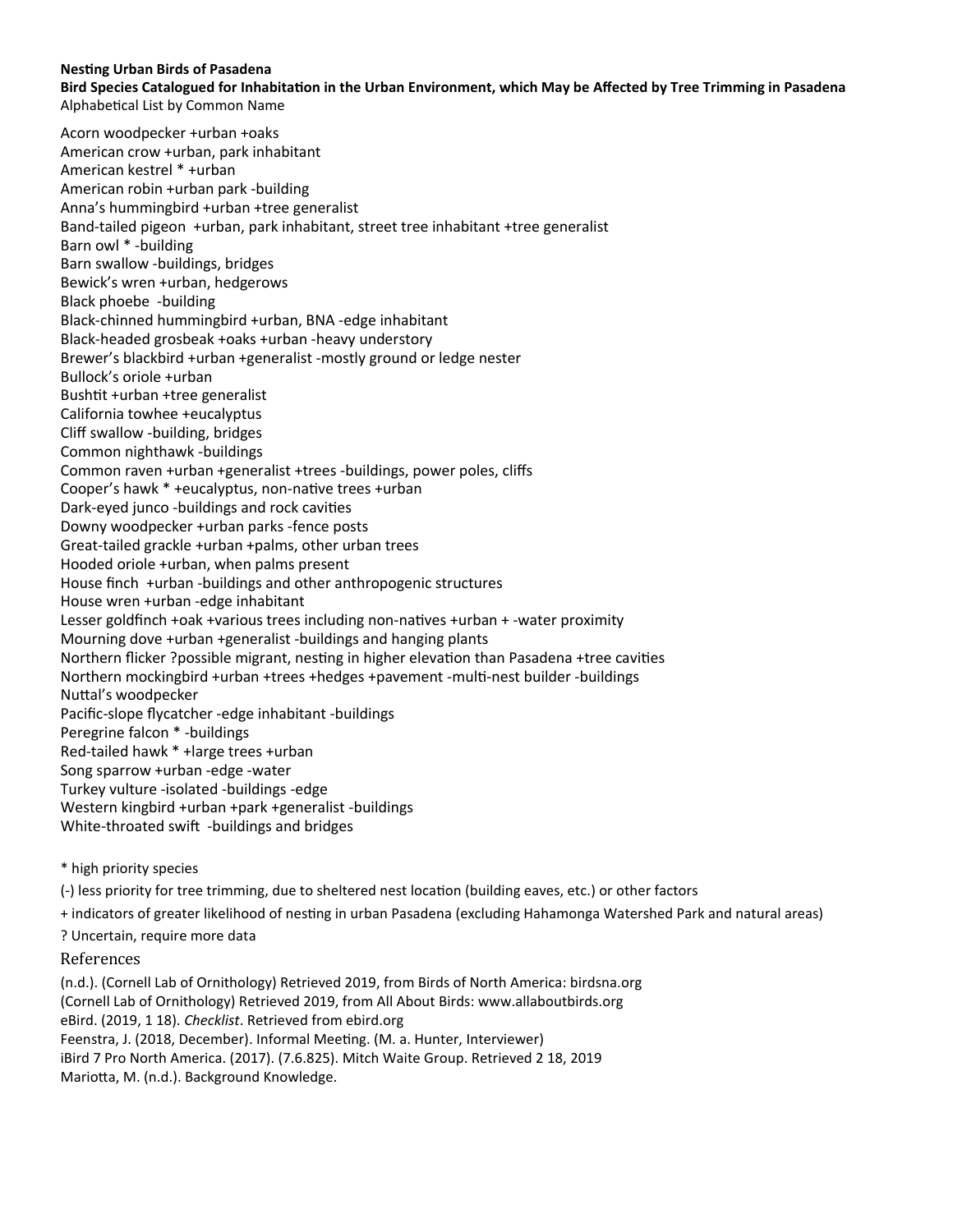**Nesting Urban Birds of Pasadena**

**Bird Species Catalogued for Inhabitation in the Urban Environment, which May be Affected by Tree Trimming in Pasadena**

Alphabetical List by Common Name

Acorn woodpecker +urban +oaks
American crow +urban, park inhabitant
American kestrel * +urban
American robin +urban park -building
Anna's hummingbird +urban +tree generalist
Band-tailed pigeon +urban, park inhabitant, street tree inhabitant +tree generalist
Barn owl * -building
Barn swallow -buildings, bridges
Bewick's wren +urban, hedgerows
Black phoebe -building
Black-chinned hummingbird +urban, BNA -edge inhabitant
Black-headed grosbeak +oaks +urban -heavy understory
Brewer's blackbird +urban +generalist -mostly ground or ledge nester
Bullock's oriole +urban
Bushtit +urban +tree generalist
California towhee +eucalyptus
Cliff swallow -building, bridges
Common nighthawk -buildings
Common raven +urban +generalist +trees -buildings, power poles, cliffs
Cooper's hawk * +eucalyptus, non-native trees +urban
Dark-eyed junco -buildings and rock cavities
Downy woodpecker +urban parks -fence posts
Great-tailed grackle +urban +palms, other urban trees
Hooded oriole +urban, when palms present
House finch +urban -buildings and other anthropogenic structures
House wren +urban -edge inhabitant
Lesser goldfinch +oak +various trees including non-natives +urban + -water proximity
Mourning dove +urban +generalist -buildings and hanging plants
Northern flicker ?possible migrant, nesting in higher elevation than Pasadena +tree cavities
Northern mockingbird +urban +trees +hedges +pavement -multi-nest builder -buildings
Nuttal's woodpecker
Pacific-slope flycatcher -edge inhabitant -buildings
Peregrine falcon * -buildings
Red-tailed hawk * +large trees +urban
Song sparrow +urban -edge -water
Turkey vulture -isolated -buildings -edge
Western kingbird +urban +park +generalist -buildings
White-throated swift -buildings and bridges

\* high priority species

(-) less priority for tree trimming, due to sheltered nest location (building eaves, etc.) or other factors

\+ indicators of greater likelihood of nesting in urban Pasadena (excluding Hahamonga Watershed Park and natural areas)

? Uncertain, require more data

## References

(n.d.). (Cornell Lab of Ornithology) Retrieved 2019, from Birds of North America: birdsna.org
(Cornell Lab of Ornithology) Retrieved 2019, from All About Birds: www.allaboutbirds.org
eBird. (2019, 1 18). *Checklist*. Retrieved from ebird.org
Feenstra, J. (2018, December). Informal Meeting. (M. a. Hunter, Interviewer)
iBird 7 Pro North America. (2017). (7.6.825). Mitch Waite Group. Retrieved 2 18, 2019
Mariotta, M. (n.d.). Background Knowledge.